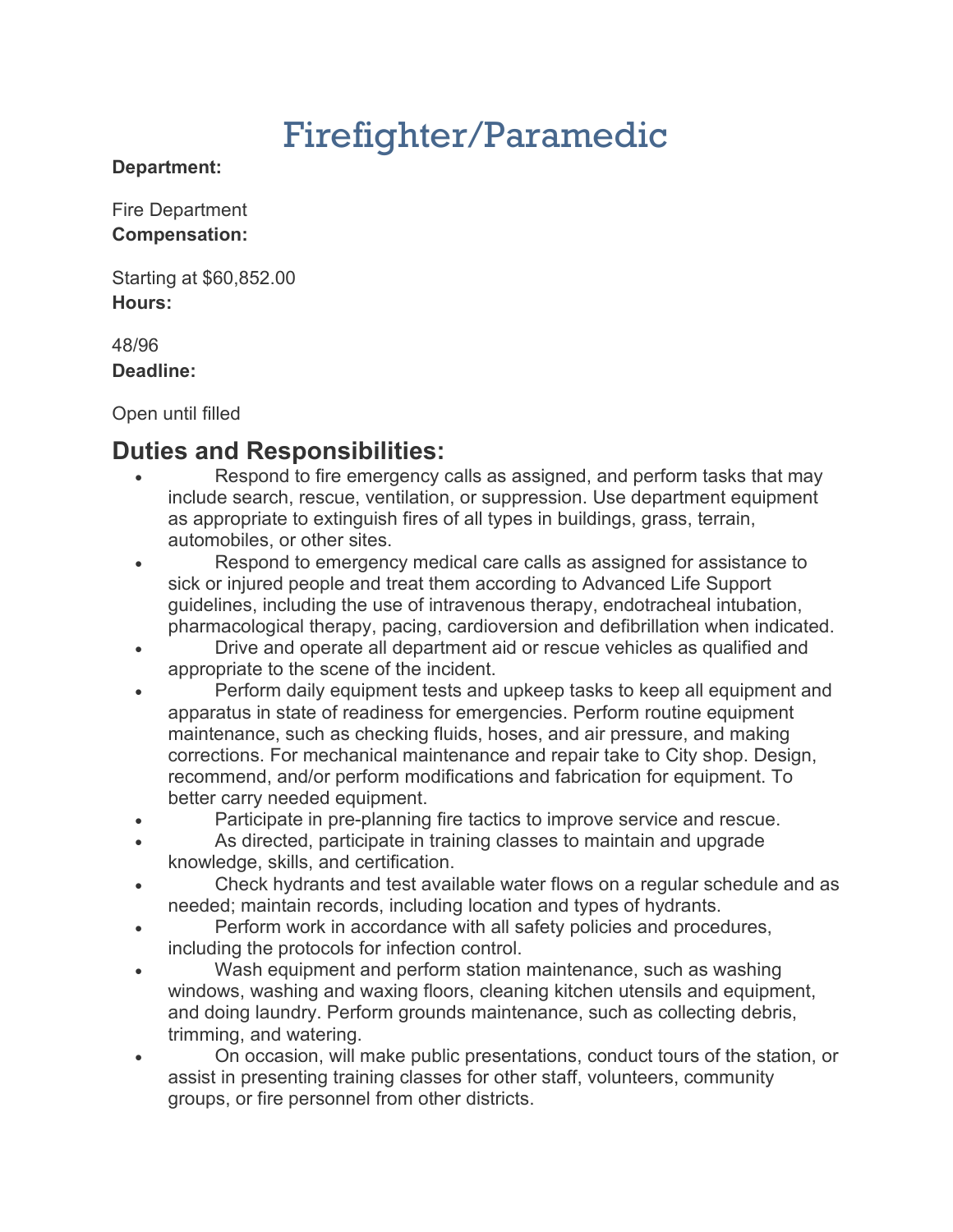# Firefighter/Paramedic

**Department:**

Fire Department

**Compensation:**

Starting at $60,852.00

**Hours:**

48/96

**Deadline:**

Open until filled

## Duties and Responsibilities:

- Respond to fire emergency calls as assigned, and perform tasks that may include search, rescue, ventilation, or suppression. Use department equipment as appropriate to extinguish fires of all types in buildings, grass, terrain, automobiles, or other sites.
- Respond to emergency medical care calls as assigned for assistance to sick or injured people and treat them according to Advanced Life Support guidelines, including the use of intravenous therapy, endotracheal intubation, pharmacological therapy, pacing, cardioversion and defibrillation when indicated.
- Drive and operate all department aid or rescue vehicles as qualified and appropriate to the scene of the incident.
- Perform daily equipment tests and upkeep tasks to keep all equipment and apparatus in state of readiness for emergencies. Perform routine equipment maintenance, such as checking fluids, hoses, and air pressure, and making corrections. For mechanical maintenance and repair take to City shop. Design, recommend, and/or perform modifications and fabrication for equipment. To better carry needed equipment.
- Participate in pre-planning fire tactics to improve service and rescue.
- As directed, participate in training classes to maintain and upgrade knowledge, skills, and certification.
- Check hydrants and test available water flows on a regular schedule and as needed; maintain records, including location and types of hydrants.
- Perform work in accordance with all safety policies and procedures, including the protocols for infection control.
- Wash equipment and perform station maintenance, such as washing windows, washing and waxing floors, cleaning kitchen utensils and equipment, and doing laundry. Perform grounds maintenance, such as collecting debris, trimming, and watering.
- On occasion, will make public presentations, conduct tours of the station, or assist in presenting training classes for other staff, volunteers, community groups, or fire personnel from other districts.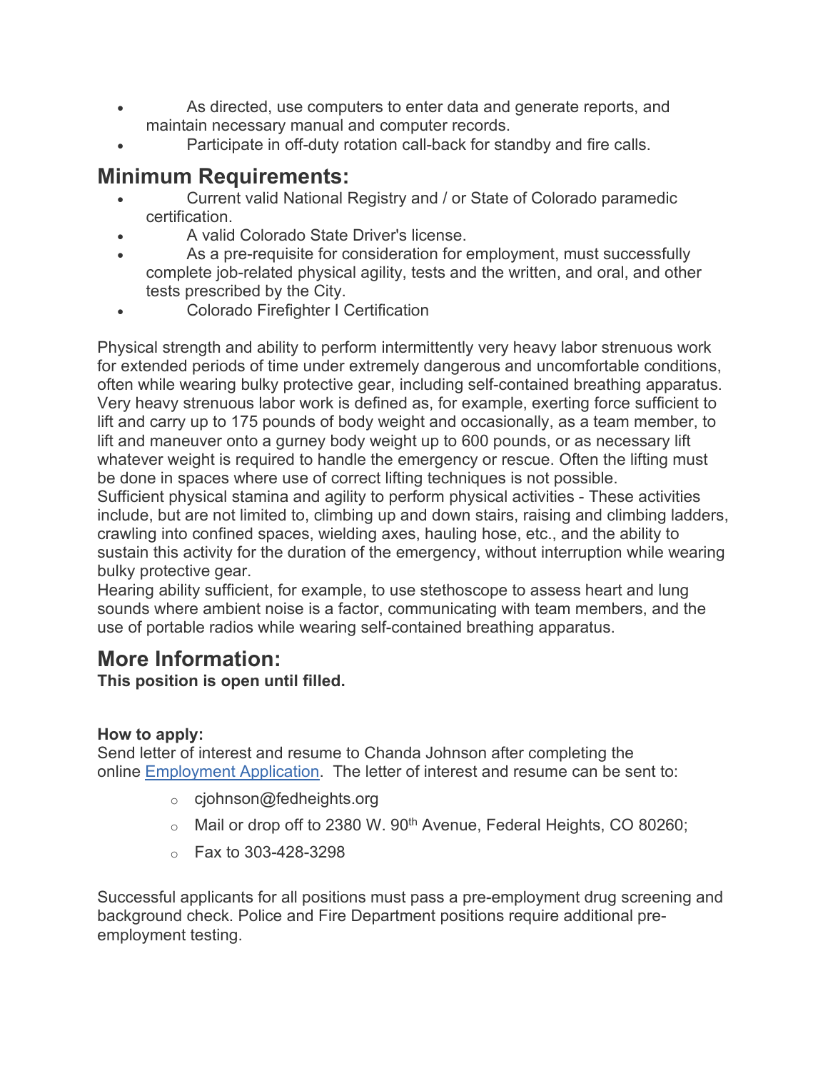- As directed, use computers to enter data and generate reports, and maintain necessary manual and computer records.
- Participate in off-duty rotation call-back for standby and fire calls.

## Minimum Requirements:

- Current valid National Registry and / or State of Colorado paramedic certification.
- A valid Colorado State Driver's license.
- As a pre-requisite for consideration for employment, must successfully complete job-related physical agility, tests and the written, and oral, and other tests prescribed by the City.
- Colorado Firefighter I Certification

Physical strength and ability to perform intermittently very heavy labor strenuous work for extended periods of time under extremely dangerous and uncomfortable conditions, often while wearing bulky protective gear, including self-contained breathing apparatus. Very heavy strenuous labor work is defined as, for example, exerting force sufficient to lift and carry up to 175 pounds of body weight and occasionally, as a team member, to lift and maneuver onto a gurney body weight up to 600 pounds, or as necessary lift whatever weight is required to handle the emergency or rescue. Often the lifting must be done in spaces where use of correct lifting techniques is not possible.
Sufficient physical stamina and agility to perform physical activities - These activities include, but are not limited to, climbing up and down stairs, raising and climbing ladders, crawling into confined spaces, wielding axes, hauling hose, etc., and the ability to sustain this activity for the duration of the emergency, without interruption while wearing bulky protective gear.
Hearing ability sufficient, for example, to use stethoscope to assess heart and lung sounds where ambient noise is a factor, communicating with team members, and the use of portable radios while wearing self-contained breathing apparatus.

## More Information:

**This position is open until filled.**

**How to apply:**
Send letter of interest and resume to Chanda Johnson after completing the online Employment Application. The letter of interest and resume can be sent to:

- cjohnson@fedheights.org
- Mail or drop off to 2380 W. 90th Avenue, Federal Heights, CO 80260;
- Fax to 303-428-3298

Successful applicants for all positions must pass a pre-employment drug screening and background check. Police and Fire Department positions require additional pre-employment testing.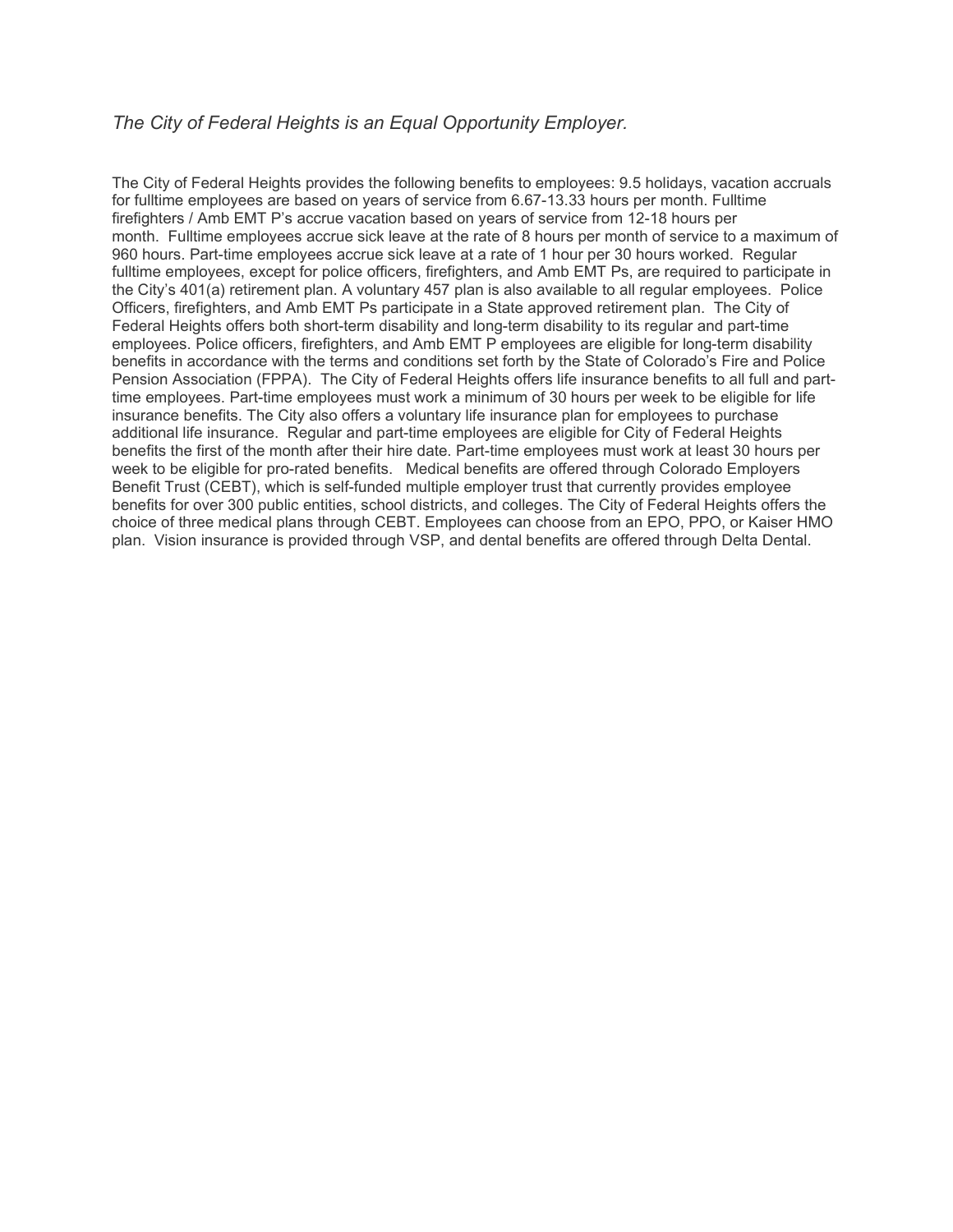*The City of Federal Heights is an Equal Opportunity Employer.*

The City of Federal Heights provides the following benefits to employees: 9.5 holidays, vacation accruals for fulltime employees are based on years of service from 6.67-13.33 hours per month. Fulltime firefighters / Amb EMT P's accrue vacation based on years of service from 12-18 hours per month. Fulltime employees accrue sick leave at the rate of 8 hours per month of service to a maximum of 960 hours. Part-time employees accrue sick leave at a rate of 1 hour per 30 hours worked. Regular fulltime employees, except for police officers, firefighters, and Amb EMT Ps, are required to participate in the City's 401(a) retirement plan. A voluntary 457 plan is also available to all regular employees. Police Officers, firefighters, and Amb EMT Ps participate in a State approved retirement plan. The City of Federal Heights offers both short-term disability and long-term disability to its regular and part-time employees. Police officers, firefighters, and Amb EMT P employees are eligible for long-term disability benefits in accordance with the terms and conditions set forth by the State of Colorado's Fire and Police Pension Association (FPPA). The City of Federal Heights offers life insurance benefits to all full and part-time employees. Part-time employees must work a minimum of 30 hours per week to be eligible for life insurance benefits. The City also offers a voluntary life insurance plan for employees to purchase additional life insurance. Regular and part-time employees are eligible for City of Federal Heights benefits the first of the month after their hire date. Part-time employees must work at least 30 hours per week to be eligible for pro-rated benefits. Medical benefits are offered through Colorado Employers Benefit Trust (CEBT), which is self-funded multiple employer trust that currently provides employee benefits for over 300 public entities, school districts, and colleges. The City of Federal Heights offers the choice of three medical plans through CEBT. Employees can choose from an EPO, PPO, or Kaiser HMO plan. Vision insurance is provided through VSP, and dental benefits are offered through Delta Dental.